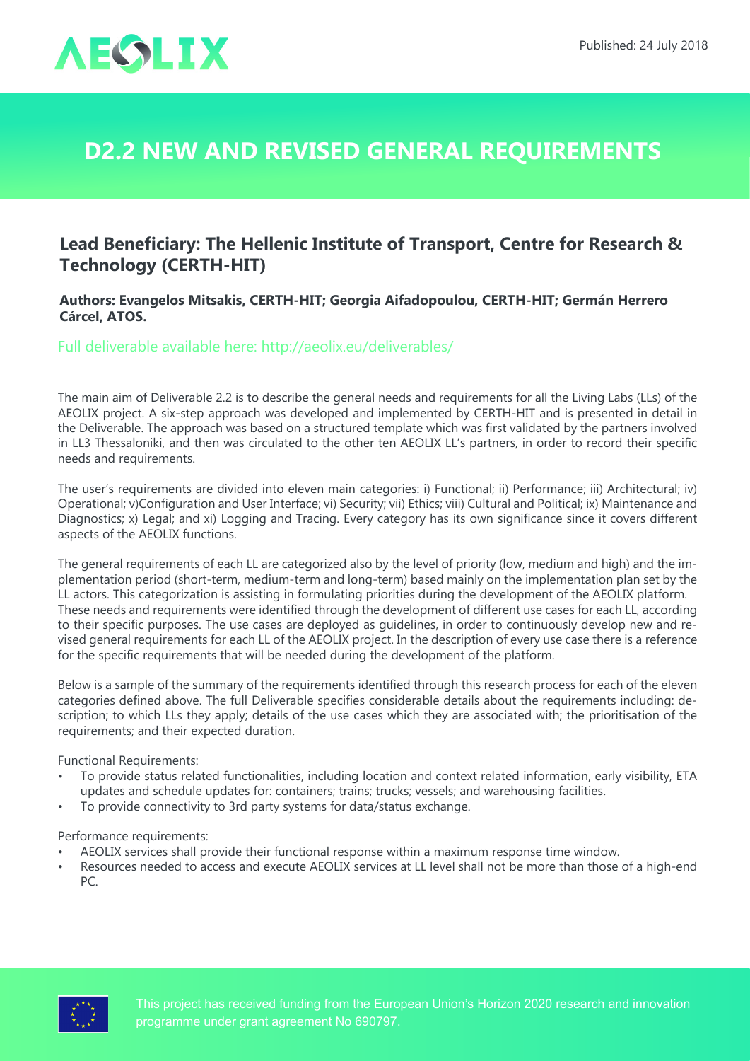AEOLIX

Published: 24 July 2018

# D2.2 NEW AND REVISED GENERAL REQUIREMENTS

## Lead Beneficiary: The Hellenic Institute of Transport, Centre for Research & Technology (CERTH-HIT)

**Authors: Evangelos Mitsakis, CERTH-HIT; Georgia Aifadopoulou, CERTH-HIT; Germán Herrero Cárcel, ATOS.**

Full deliverable available here: http://aeolix.eu/deliverables/

The main aim of Deliverable 2.2 is to describe the general needs and requirements for all the Living Labs (LLs) of the AEOLIX project. A six-step approach was developed and implemented by CERTH-HIT and is presented in detail in the Deliverable. The approach was based on a structured template which was first validated by the partners involved in LL3 Thessaloniki, and then was circulated to the other ten AEOLIX LL's partners, in order to record their specific needs and requirements.

The user's requirements are divided into eleven main categories: i) Functional; ii) Performance; iii) Architectural; iv) Operational; v)Configuration and User Interface; vi) Security; vii) Ethics; viii) Cultural and Political; ix) Maintenance and Diagnostics; x) Legal; and xi) Logging and Tracing. Every category has its own significance since it covers different aspects of the AEOLIX functions.

The general requirements of each LL are categorized also by the level of priority (low, medium and high) and the implementation period (short-term, medium-term and long-term) based mainly on the implementation plan set by the LL actors. This categorization is assisting in formulating priorities during the development of the AEOLIX platform. These needs and requirements were identified through the development of different use cases for each LL, according to their specific purposes. The use cases are deployed as guidelines, in order to continuously develop new and revised general requirements for each LL of the AEOLIX project. In the description of every use case there is a reference for the specific requirements that will be needed during the development of the platform.

Below is a sample of the summary of the requirements identified through this research process for each of the eleven categories defined above. The full Deliverable specifies considerable details about the requirements including: description; to which LLs they apply; details of the use cases which they are associated with; the prioritisation of the requirements; and their expected duration.

Functional Requirements:

- To provide status related functionalities, including location and context related information, early visibility, ETA updates and schedule updates for: containers; trains; trucks; vessels; and warehousing facilities.
- To provide connectivity to 3rd party systems for data/status exchange.

Performance requirements:

- AEOLIX services shall provide their functional response within a maximum response time window.
- Resources needed to access and execute AEOLIX services at LL level shall not be more than those of a high-end PC.

This project has received funding from the European Union's Horizon 2020 research and innovation programme under grant agreement No 690797.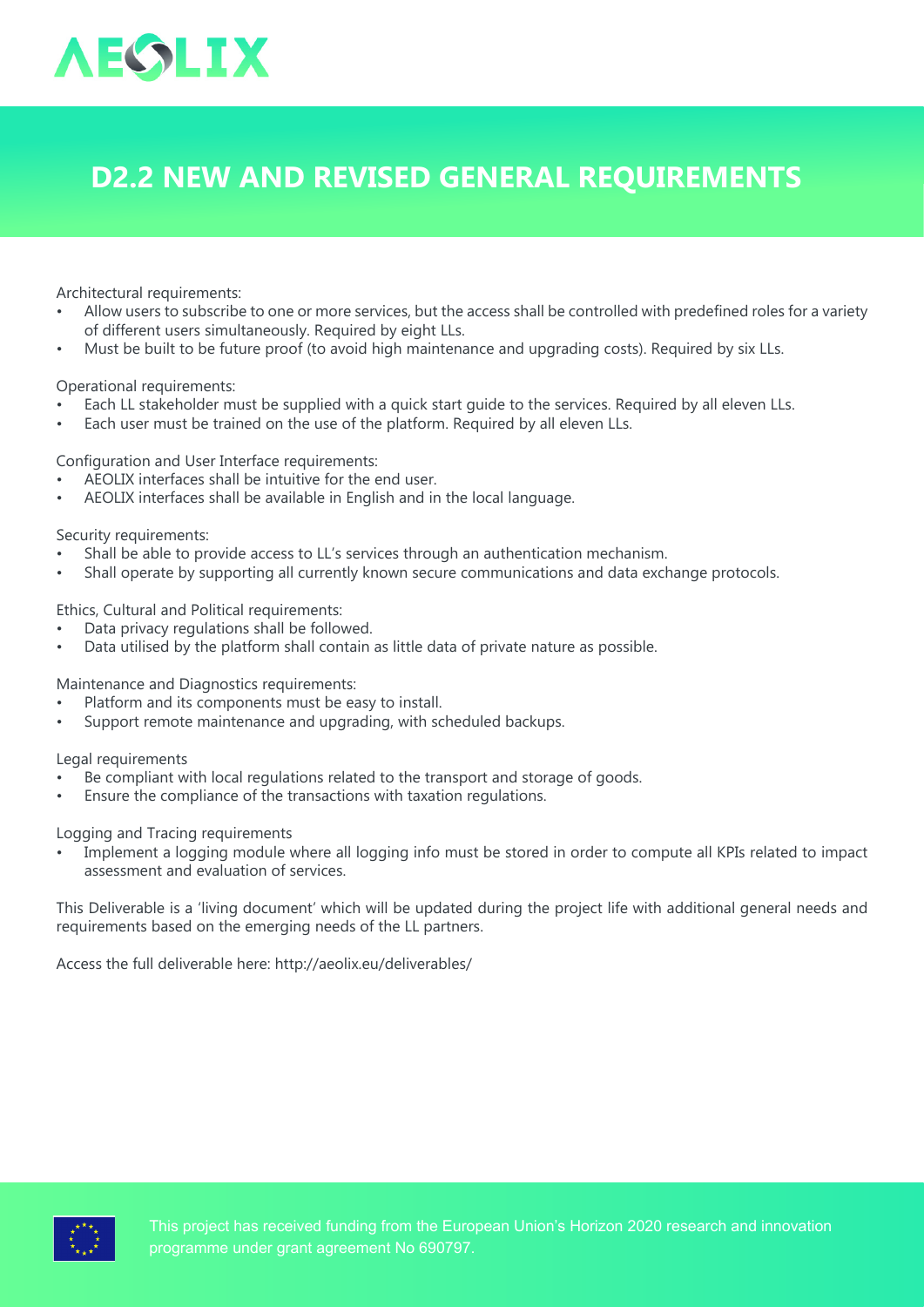# D2.2 NEW AND REVISED GENERAL REQUIREMENTS

Architectural requirements:

- Allow users to subscribe to one or more services, but the access shall be controlled with predefined roles for a variety of different users simultaneously. Required by eight LLs.
- Must be built to be future proof (to avoid high maintenance and upgrading costs). Required by six LLs.

Operational requirements:

- Each LL stakeholder must be supplied with a quick start guide to the services. Required by all eleven LLs.
- Each user must be trained on the use of the platform. Required by all eleven LLs.

Configuration and User Interface requirements:

- AEOLIX interfaces shall be intuitive for the end user.
- AEOLIX interfaces shall be available in English and in the local language.

Security requirements:

- Shall be able to provide access to LL's services through an authentication mechanism.
- Shall operate by supporting all currently known secure communications and data exchange protocols.

Ethics, Cultural and Political requirements:

- Data privacy regulations shall be followed.
- Data utilised by the platform shall contain as little data of private nature as possible.

Maintenance and Diagnostics requirements:

- Platform and its components must be easy to install.
- Support remote maintenance and upgrading, with scheduled backups.

Legal requirements

- Be compliant with local regulations related to the transport and storage of goods.
- Ensure the compliance of the transactions with taxation regulations.

Logging and Tracing requirements

- Implement a logging module where all logging info must be stored in order to compute all KPIs related to impact assessment and evaluation of services.

This Deliverable is a 'living document' which will be updated during the project life with additional general needs and requirements based on the emerging needs of the LL partners.

Access the full deliverable here: http://aeolix.eu/deliverables/

This project has received funding from the European Union's Horizon 2020 research and innovation programme under grant agreement No 690797.